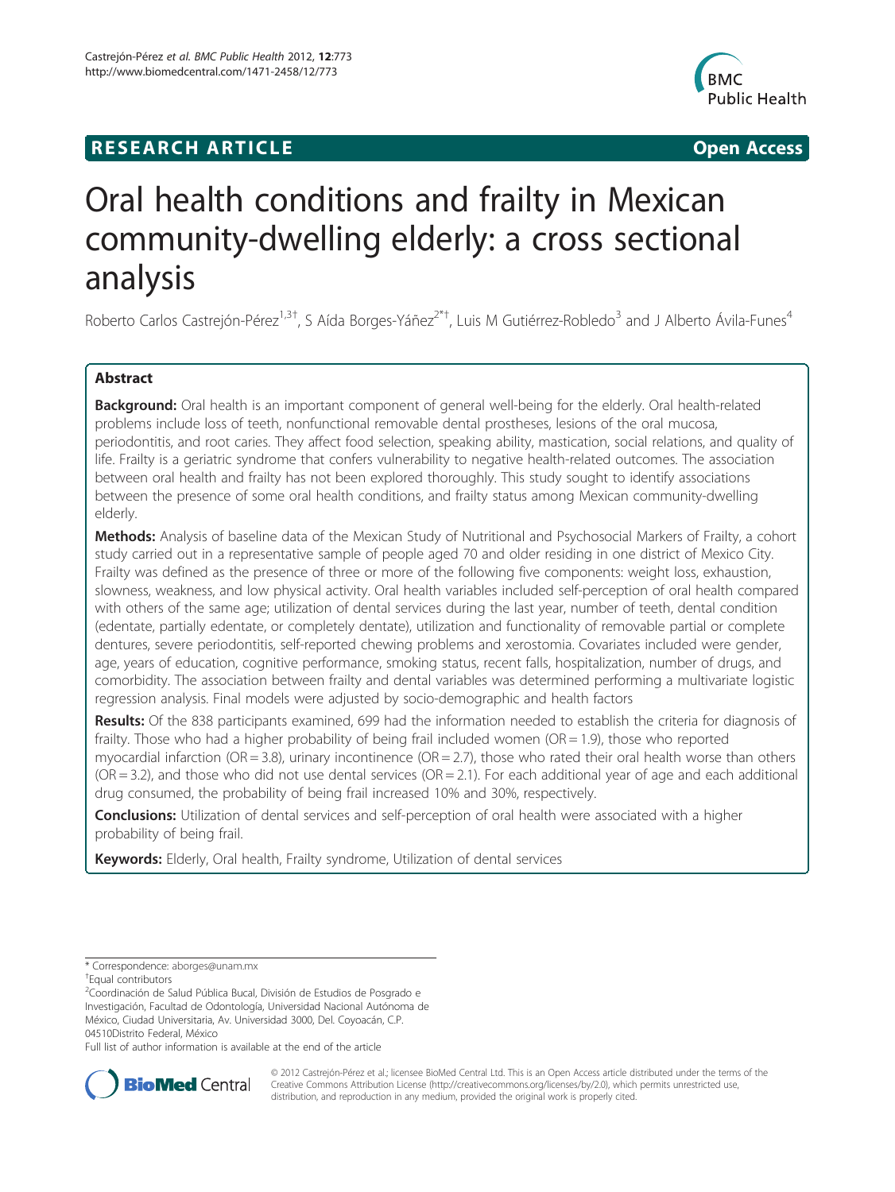RESEARCH ARTICLE Open Access

# Oral health conditions and frailty in Mexican community-dwelling elderly: a cross sectional analysis

Roberto Carlos Castrejón-Pérez[1,3†], S Aída Borges-Yáñez[2*†], Luis M Gutiérrez-Robledo[3] and J Alberto Ávila-Funes[4]

## Abstract

**Background:** Oral health is an important component of general well-being for the elderly. Oral health-related problems include loss of teeth, nonfunctional removable dental prostheses, lesions of the oral mucosa, periodontitis, and root caries. They affect food selection, speaking ability, mastication, social relations, and quality of life. Frailty is a geriatric syndrome that confers vulnerability to negative health-related outcomes. The association between oral health and frailty has not been explored thoroughly. This study sought to identify associations between the presence of some oral health conditions, and frailty status among Mexican community-dwelling elderly.

**Methods:** Analysis of baseline data of the Mexican Study of Nutritional and Psychosocial Markers of Frailty, a cohort study carried out in a representative sample of people aged 70 and older residing in one district of Mexico City. Frailty was defined as the presence of three or more of the following five components: weight loss, exhaustion, slowness, weakness, and low physical activity. Oral health variables included self-perception of oral health compared with others of the same age; utilization of dental services during the last year, number of teeth, dental condition (edentate, partially edentate, or completely dentate), utilization and functionality of removable partial or complete dentures, severe periodontitis, self-reported chewing problems and xerostomia. Covariates included were gender, age, years of education, cognitive performance, smoking status, recent falls, hospitalization, number of drugs, and comorbidity. The association between frailty and dental variables was determined performing a multivariate logistic regression analysis. Final models were adjusted by socio-demographic and health factors

**Results:** Of the 838 participants examined, 699 had the information needed to establish the criteria for diagnosis of frailty. Those who had a higher probability of being frail included women (OR = 1.9), those who reported myocardial infarction (OR = 3.8), urinary incontinence (OR = 2.7), those who rated their oral health worse than others (OR = 3.2), and those who did not use dental services (OR = 2.1). For each additional year of age and each additional drug consumed, the probability of being frail increased 10% and 30%, respectively.

**Conclusions:** Utilization of dental services and self-perception of oral health were associated with a higher probability of being frail.

**Keywords:** Elderly, Oral health, Frailty syndrome, Utilization of dental services

---

\* Correspondence: aborges@unam.mx
†Equal contributors
[2]Coordinación de Salud Pública Bucal, División de Estudios de Posgrado e Investigación, Facultad de Odontología, Universidad Nacional Autónoma de México, Ciudad Universitaria, Av. Universidad 3000, Del. Coyoacán, C.P. 04510Distrito Federal, México
Full list of author information is available at the end of the article

© 2012 Castrejón-Pérez et al.; licensee BioMed Central Ltd. This is an Open Access article distributed under the terms of the Creative Commons Attribution License (http://creativecommons.org/licenses/by/2.0), which permits unrestricted use, distribution, and reproduction in any medium, provided the original work is properly cited.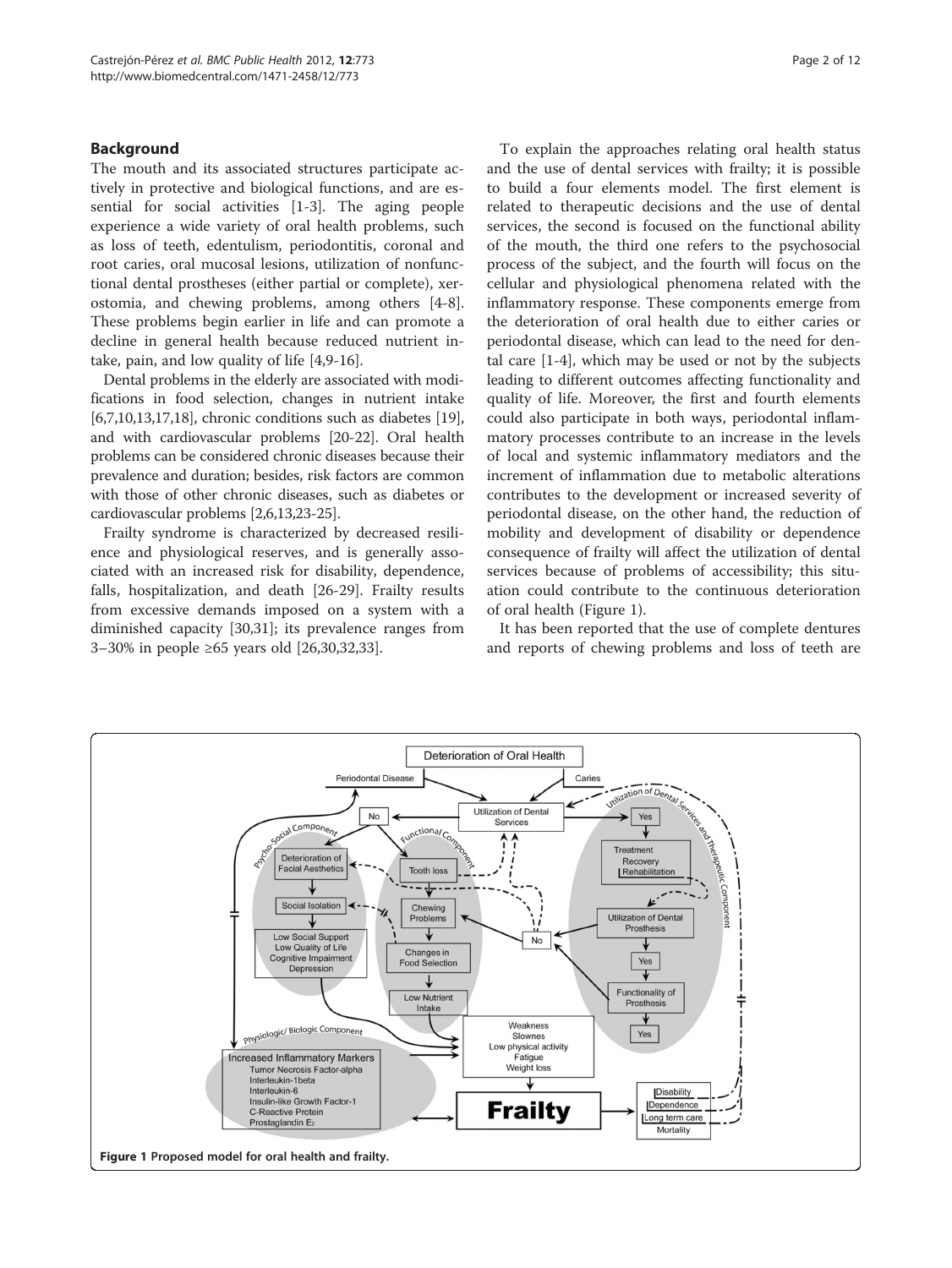## Background

The mouth and its associated structures participate actively in protective and biological functions, and are essential for social activities [1-3]. The aging people experience a wide variety of oral health problems, such as loss of teeth, edentulism, periodontitis, coronal and root caries, oral mucosal lesions, utilization of nonfunctional dental prostheses (either partial or complete), xerostomia, and chewing problems, among others [4-8]. These problems begin earlier in life and can promote a decline in general health because reduced nutrient intake, pain, and low quality of life [4,9-16].

Dental problems in the elderly are associated with modifications in food selection, changes in nutrient intake [6,7,10,13,17,18], chronic conditions such as diabetes [19], and with cardiovascular problems [20-22]. Oral health problems can be considered chronic diseases because their prevalence and duration; besides, risk factors are common with those of other chronic diseases, such as diabetes or cardiovascular problems [2,6,13,23-25].

Frailty syndrome is characterized by decreased resilience and physiological reserves, and is generally associated with an increased risk for disability, dependence, falls, hospitalization, and death [26-29]. Frailty results from excessive demands imposed on a system with a diminished capacity [30,31]; its prevalence ranges from 3–30% in people ≥65 years old [26,30,32,33].

To explain the approaches relating oral health status and the use of dental services with frailty; it is possible to build a four elements model. The first element is related to therapeutic decisions and the use of dental services, the second is focused on the functional ability of the mouth, the third one refers to the psychosocial process of the subject, and the fourth will focus on the cellular and physiological phenomena related with the inflammatory response. These components emerge from the deterioration of oral health due to either caries or periodontal disease, which can lead to the need for dental care [1-4], which may be used or not by the subjects leading to different outcomes affecting functionality and quality of life. Moreover, the first and fourth elements could also participate in both ways, periodontal inflammatory processes contribute to an increase in the levels of local and systemic inflammatory mediators and the increment of inflammation due to metabolic alterations contributes to the development or increased severity of periodontal disease, on the other hand, the reduction of mobility and development of disability or dependence consequence of frailty will affect the utilization of dental services because of problems of accessibility; this situation could contribute to the continuous deterioration of oral health (Figure 1).

It has been reported that the use of complete dentures and reports of chewing problems and loss of teeth are

Figure 1 Proposed model for oral health and frailty.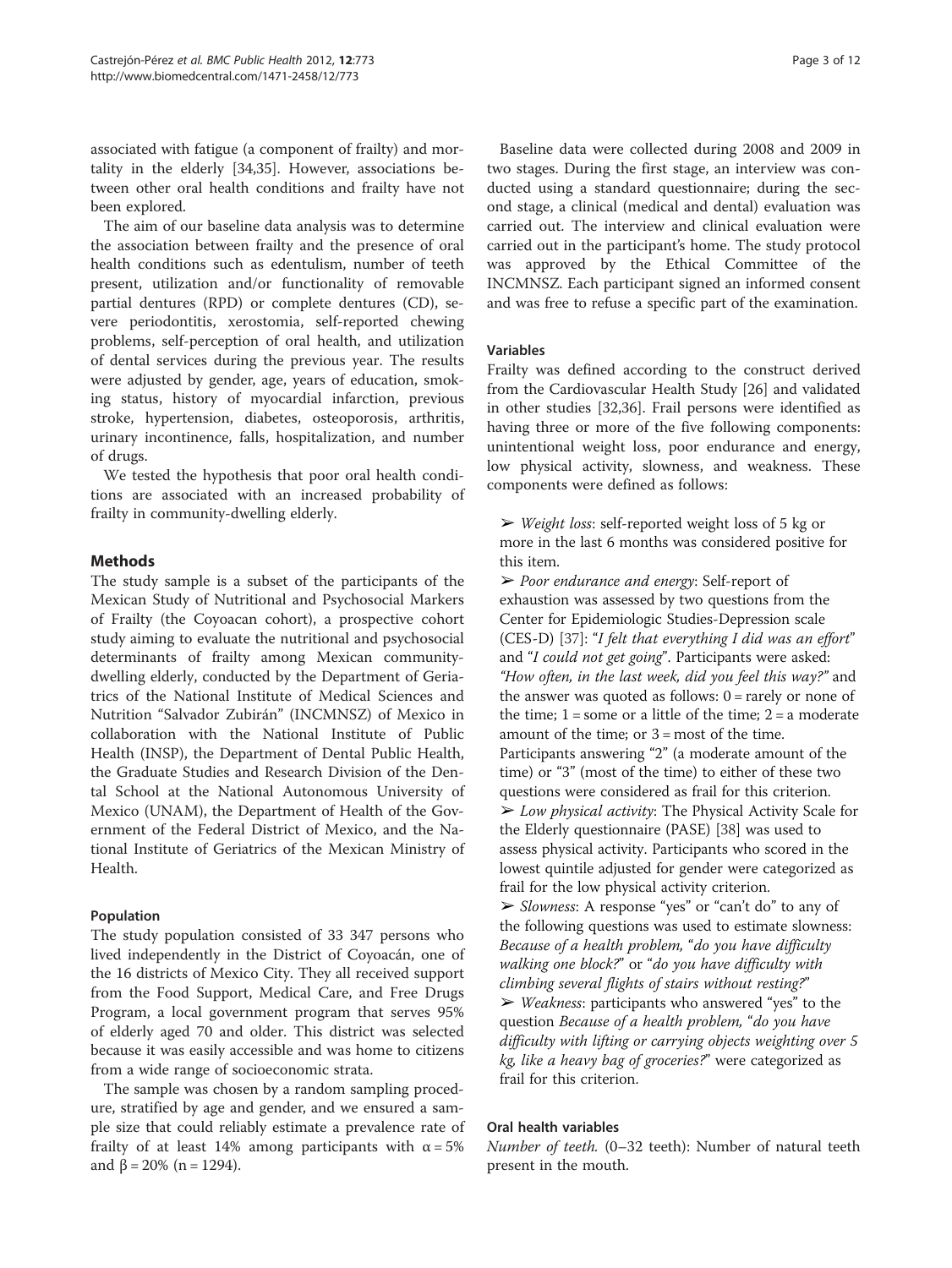associated with fatigue (a component of frailty) and mortality in the elderly [34,35]. However, associations between other oral health conditions and frailty have not been explored.

The aim of our baseline data analysis was to determine the association between frailty and the presence of oral health conditions such as edentulism, number of teeth present, utilization and/or functionality of removable partial dentures (RPD) or complete dentures (CD), severe periodontitis, xerostomia, self-reported chewing problems, self-perception of oral health, and utilization of dental services during the previous year. The results were adjusted by gender, age, years of education, smoking status, history of myocardial infarction, previous stroke, hypertension, diabetes, osteoporosis, arthritis, urinary incontinence, falls, hospitalization, and number of drugs.

We tested the hypothesis that poor oral health conditions are associated with an increased probability of frailty in community-dwelling elderly.

## Methods

The study sample is a subset of the participants of the Mexican Study of Nutritional and Psychosocial Markers of Frailty (the Coyoacan cohort), a prospective cohort study aiming to evaluate the nutritional and psychosocial determinants of frailty among Mexican community-dwelling elderly, conducted by the Department of Geriatrics of the National Institute of Medical Sciences and Nutrition "Salvador Zubirán" (INCMNSZ) of Mexico in collaboration with the National Institute of Public Health (INSP), the Department of Dental Public Health, the Graduate Studies and Research Division of the Dental School at the National Autonomous University of Mexico (UNAM), the Department of Health of the Government of the Federal District of Mexico, and the National Institute of Geriatrics of the Mexican Ministry of Health.

### Population

The study population consisted of 33 347 persons who lived independently in the District of Coyoacán, one of the 16 districts of Mexico City. They all received support from the Food Support, Medical Care, and Free Drugs Program, a local government program that serves 95% of elderly aged 70 and older. This district was selected because it was easily accessible and was home to citizens from a wide range of socioeconomic strata.

The sample was chosen by a random sampling procedure, stratified by age and gender, and we ensured a sample size that could reliably estimate a prevalence rate of frailty of at least 14% among participants with $\alpha = 5\%$ and $\beta = 20\%$ (n = 1294).

Baseline data were collected during 2008 and 2009 in two stages. During the first stage, an interview was conducted using a standard questionnaire; during the second stage, a clinical (medical and dental) evaluation was carried out. The interview and clinical evaluation were carried out in the participant's home. The study protocol was approved by the Ethical Committee of the INCMNSZ. Each participant signed an informed consent and was free to refuse a specific part of the examination.

### Variables

Frailty was defined according to the construct derived from the Cardiovascular Health Study [26] and validated in other studies [32,36]. Frail persons were identified as having three or more of the five following components: unintentional weight loss, poor endurance and energy, low physical activity, slowness, and weakness. These components were defined as follows:

- ➢ *Weight loss*: self-reported weight loss of 5 kg or more in the last 6 months was considered positive for this item.
- ➢ *Poor endurance and energy*: Self-report of exhaustion was assessed by two questions from the Center for Epidemiologic Studies-Depression scale (CES-D) [37]: "*I felt that everything I did was an effort*" and "*I could not get going*". Participants were asked: *"How often, in the last week, did you feel this way?"* and the answer was quoted as follows: 0 = rarely or none of the time; 1 = some or a little of the time; 2 = a moderate amount of the time; or 3 = most of the time. Participants answering "2" (a moderate amount of the time) or "3" (most of the time) to either of these two questions were considered as frail for this criterion.
- ➢ *Low physical activity*: The Physical Activity Scale for the Elderly questionnaire (PASE) [38] was used to assess physical activity. Participants who scored in the lowest quintile adjusted for gender were categorized as frail for the low physical activity criterion.
- ➢ *Slowness*: A response "yes" or "can't do" to any of the following questions was used to estimate slowness: *Because of a health problem,* "*do you have difficulty walking one block?*" or "*do you have difficulty with climbing several flights of stairs without resting?*"
- ➢ *Weakness*: participants who answered "yes" to the question *Because of a health problem,* "*do you have difficulty with lifting or carrying objects weighting over 5 kg, like a heavy bag of groceries?*" were categorized as frail for this criterion.

### Oral health variables

*Number of teeth.* (0–32 teeth): Number of natural teeth present in the mouth.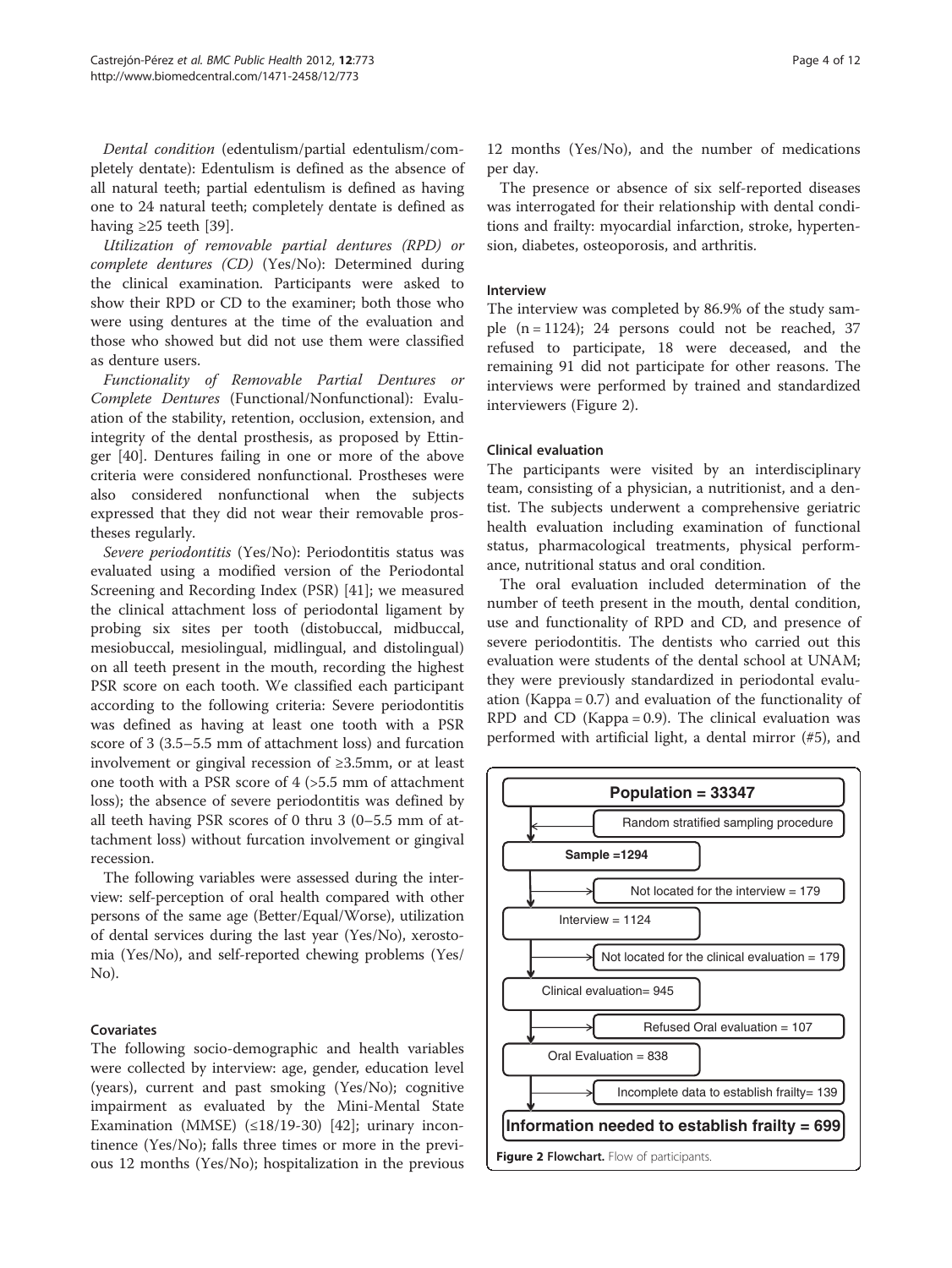*Dental condition* (edentulism/partial edentulism/completely dentate): Edentulism is defined as the absence of all natural teeth; partial edentulism is defined as having one to 24 natural teeth; completely dentate is defined as having ≥25 teeth [39].

*Utilization of removable partial dentures (RPD) or complete dentures (CD)* (Yes/No): Determined during the clinical examination. Participants were asked to show their RPD or CD to the examiner; both those who were using dentures at the time of the evaluation and those who showed but did not use them were classified as denture users.

*Functionality of Removable Partial Dentures or Complete Dentures* (Functional/Nonfunctional): Evaluation of the stability, retention, occlusion, extension, and integrity of the dental prosthesis, as proposed by Ettinger [40]. Dentures failing in one or more of the above criteria were considered nonfunctional. Prostheses were also considered nonfunctional when the subjects expressed that they did not wear their removable prostheses regularly.

*Severe periodontitis* (Yes/No): Periodontitis status was evaluated using a modified version of the Periodontal Screening and Recording Index (PSR) [41]; we measured the clinical attachment loss of periodontal ligament by probing six sites per tooth (distobuccal, midbuccal, mesiobuccal, mesiolingual, midlingual, and distolingual) on all teeth present in the mouth, recording the highest PSR score on each tooth. We classified each participant according to the following criteria: Severe periodontitis was defined as having at least one tooth with a PSR score of 3 (3.5–5.5 mm of attachment loss) and furcation involvement or gingival recession of ≥3.5mm, or at least one tooth with a PSR score of 4 (>5.5 mm of attachment loss); the absence of severe periodontitis was defined by all teeth having PSR scores of 0 thru 3 (0–5.5 mm of attachment loss) without furcation involvement or gingival recession.

The following variables were assessed during the interview: self-perception of oral health compared with other persons of the same age (Better/Equal/Worse), utilization of dental services during the last year (Yes/No), xerostomia (Yes/No), and self-reported chewing problems (Yes/No).

### Covariates

The following socio-demographic and health variables were collected by interview: age, gender, education level (years), current and past smoking (Yes/No); cognitive impairment as evaluated by the Mini-Mental State Examination (MMSE) (≤18/19-30) [42]; urinary incontinence (Yes/No); falls three times or more in the previous 12 months (Yes/No); hospitalization in the previous 12 months (Yes/No), and the number of medications per day.

The presence or absence of six self-reported diseases was interrogated for their relationship with dental conditions and frailty: myocardial infarction, stroke, hypertension, diabetes, osteoporosis, and arthritis.

### Interview

The interview was completed by 86.9% of the study sample (n = 1124); 24 persons could not be reached, 37 refused to participate, 18 were deceased, and the remaining 91 did not participate for other reasons. The interviews were performed by trained and standardized interviewers (Figure 2).

### Clinical evaluation

The participants were visited by an interdisciplinary team, consisting of a physician, a nutritionist, and a dentist. The subjects underwent a comprehensive geriatric health evaluation including examination of functional status, pharmacological treatments, physical performance, nutritional status and oral condition.

The oral evaluation included determination of the number of teeth present in the mouth, dental condition, use and functionality of RPD and CD, and presence of severe periodontitis. The dentists who carried out this evaluation were students of the dental school at UNAM; they were previously standardized in periodontal evaluation (Kappa = 0.7) and evaluation of the functionality of RPD and CD (Kappa = 0.9). The clinical evaluation was performed with artificial light, a dental mirror (#5), and

**Population = 33347**

Random stratified sampling procedure

**Sample =1294**

Not located for the interview = 179

Interview = 1124

Not located for the clinical evaluation = 179

Clinical evaluation= 945

Refused Oral evaluation = 107

Oral Evaluation = 838

Incomplete data to establish frailty= 139

**Information needed to establish frailty = 699**

**Figure 2 Flowchart.** Flow of participants.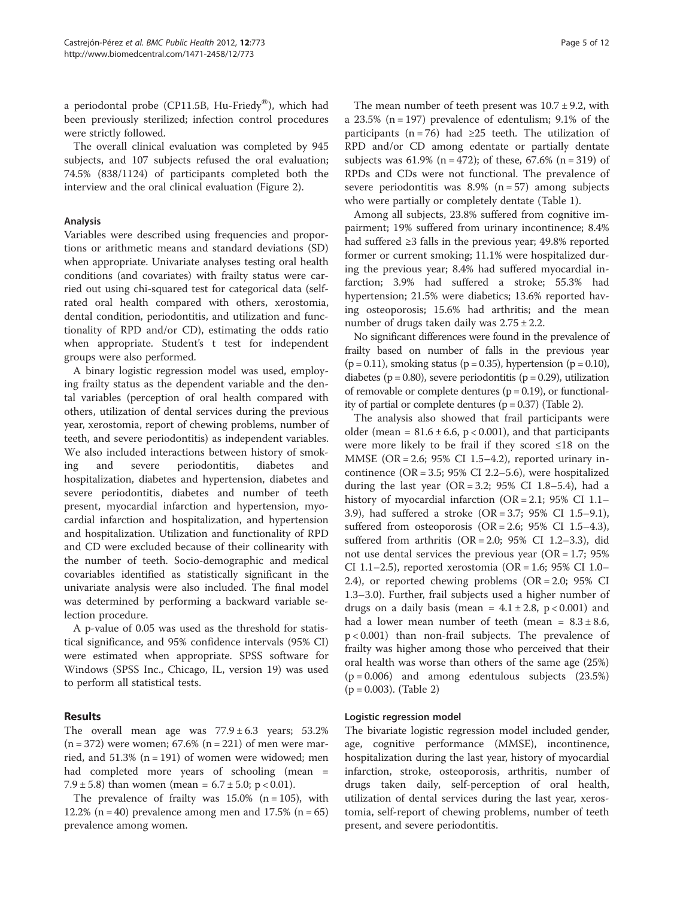a periodontal probe (CP11.5B, Hu-Friedy®), which had been previously sterilized; infection control procedures were strictly followed.

The overall clinical evaluation was completed by 945 subjects, and 107 subjects refused the oral evaluation; 74.5% (838/1124) of participants completed both the interview and the oral clinical evaluation (Figure 2).

### Analysis

Variables were described using frequencies and proportions or arithmetic means and standard deviations (SD) when appropriate. Univariate analyses testing oral health conditions (and covariates) with frailty status were carried out using chi-squared test for categorical data (self-rated oral health compared with others, xerostomia, dental condition, periodontitis, and utilization and functionality of RPD and/or CD), estimating the odds ratio when appropriate. Student's t test for independent groups were also performed.

A binary logistic regression model was used, employing frailty status as the dependent variable and the dental variables (perception of oral health compared with others, utilization of dental services during the previous year, xerostomia, report of chewing problems, number of teeth, and severe periodontitis) as independent variables. We also included interactions between history of smoking and severe periodontitis, diabetes and hospitalization, diabetes and hypertension, diabetes and severe periodontitis, diabetes and number of teeth present, myocardial infarction and hypertension, myocardial infarction and hospitalization, and hypertension and hospitalization. Utilization and functionality of RPD and CD were excluded because of their collinearity with the number of teeth. Socio-demographic and medical covariables identified as statistically significant in the univariate analysis were also included. The final model was determined by performing a backward variable selection procedure.

A p-value of 0.05 was used as the threshold for statistical significance, and 95% confidence intervals (95% CI) were estimated when appropriate. SPSS software for Windows (SPSS Inc., Chicago, IL, version 19) was used to perform all statistical tests.

## Results

The overall mean age was $77.9 \pm 6.3$ years; 53.2% (n = 372) were women; 67.6% (n = 221) of men were married, and 51.3% (n = 191) of women were widowed; men had completed more years of schooling (mean = $7.9 \pm 5.8$) than women (mean = $6.7 \pm 5.0$; $p < 0.01$).

The prevalence of frailty was 15.0% (n = 105), with 12.2% (n = 40) prevalence among men and 17.5% (n = 65) prevalence among women.

The mean number of teeth present was $10.7 \pm 9.2$, with a 23.5% (n = 197) prevalence of edentulism; 9.1% of the participants (n = 76) had ≥25 teeth. The utilization of RPD and/or CD among edentate or partially dentate subjects was 61.9% (n = 472); of these, 67.6% (n = 319) of RPDs and CDs were not functional. The prevalence of severe periodontitis was 8.9% (n = 57) among subjects who were partially or completely dentate (Table 1).

Among all subjects, 23.8% suffered from cognitive impairment; 19% suffered from urinary incontinence; 8.4% had suffered ≥3 falls in the previous year; 49.8% reported former or current smoking; 11.1% were hospitalized during the previous year; 8.4% had suffered myocardial infarction; 3.9% had suffered a stroke; 55.3% had hypertension; 21.5% were diabetics; 13.6% reported having osteoporosis; 15.6% had arthritis; and the mean number of drugs taken daily was $2.75 \pm 2.2$.

No significant differences were found in the prevalence of frailty based on number of falls in the previous year ($p = 0.11$), smoking status ($p = 0.35$), hypertension ($p = 0.10$), diabetes ($p = 0.80$), severe periodontitis ($p = 0.29$), utilization of removable or complete dentures ($p = 0.19$), or functionality of partial or complete dentures ($p = 0.37$) (Table 2).

The analysis also showed that frail participants were older (mean = $81.6 \pm 6.6$, $p < 0.001$), and that participants were more likely to be frail if they scored ≤18 on the MMSE (OR = 2.6; 95% CI 1.5–4.2), reported urinary incontinence (OR = 3.5; 95% CI 2.2–5.6), were hospitalized during the last year (OR = 3.2; 95% CI 1.8–5.4), had a history of myocardial infarction (OR = 2.1; 95% CI 1.1–3.9), had suffered a stroke (OR = 3.7; 95% CI 1.5–9.1), suffered from osteoporosis (OR = 2.6; 95% CI 1.5–4.3), suffered from arthritis (OR = 2.0; 95% CI 1.2–3.3), did not use dental services the previous year (OR = 1.7; 95% CI 1.1–2.5), reported xerostomia (OR = 1.6; 95% CI 1.0–2.4), or reported chewing problems (OR = 2.0; 95% CI 1.3–3.0). Further, frail subjects used a higher number of drugs on a daily basis (mean = $4.1 \pm 2.8$, $p < 0.001$) and had a lower mean number of teeth (mean = $8.3 \pm 8.6$, $p < 0.001$) than non-frail subjects. The prevalence of frailty was higher among those who perceived that their oral health was worse than others of the same age (25%) ($p = 0.006$) and among edentulous subjects (23.5%) ($p = 0.003$). (Table 2)

### Logistic regression model

The bivariate logistic regression model included gender, age, cognitive performance (MMSE), incontinence, hospitalization during the last year, history of myocardial infarction, stroke, osteoporosis, arthritis, number of drugs taken daily, self-perception of oral health, utilization of dental services during the last year, xerostomia, self-report of chewing problems, number of teeth present, and severe periodontitis.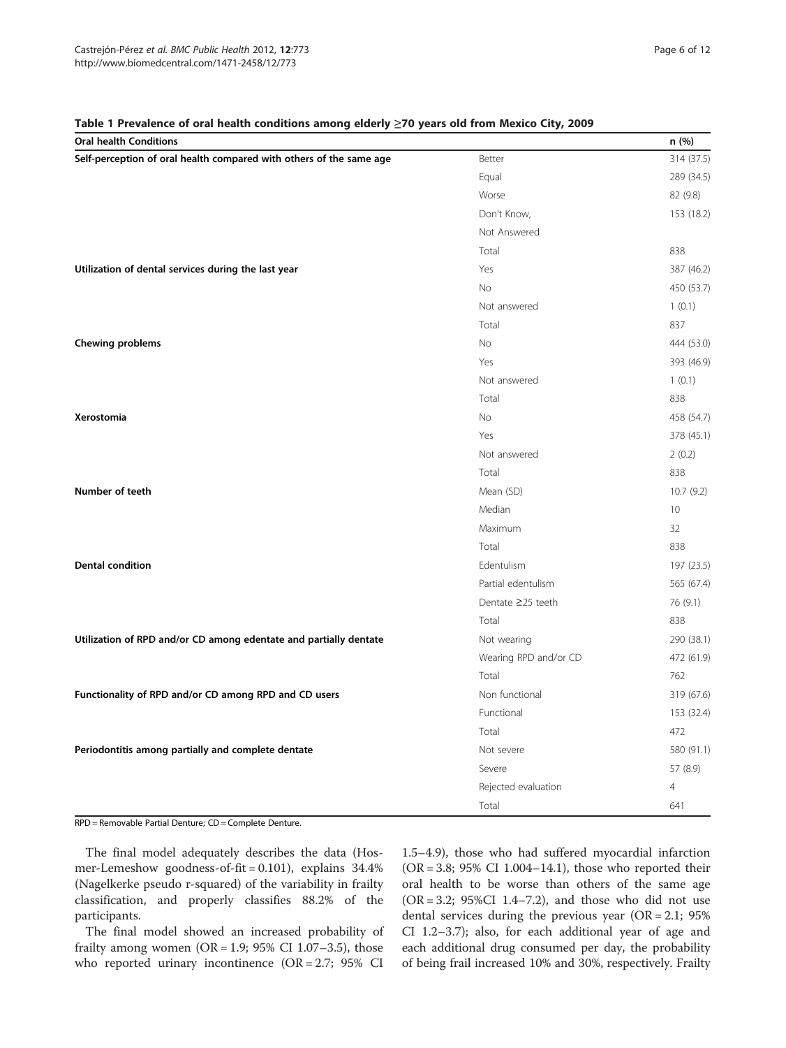**Table 1 Prevalence of oral health conditions among elderly ≥70 years old from Mexico City, 2009**

| Oral health Conditions | | n (%) |
|---|---|---|
| **Self-perception of oral health compared with others of the same age** | Better | 314 (37.5) |
| | Equal | 289 (34.5) |
| | Worse | 82 (9.8) |
| | Don't Know, | 153 (18.2) |
| | Not Answered | |
| | Total | 838 |
| **Utilization of dental services during the last year** | Yes | 387 (46.2) |
| | No | 450 (53.7) |
| | Not answered | 1 (0.1) |
| | Total | 837 |
| **Chewing problems** | No | 444 (53.0) |
| | Yes | 393 (46.9) |
| | Not answered | 1 (0.1) |
| | Total | 838 |
| **Xerostomia** | No | 458 (54.7) |
| | Yes | 378 (45.1) |
| | Not answered | 2 (0.2) |
| | Total | 838 |
| **Number of teeth** | Mean (SD) | 10.7 (9.2) |
| | Median | 10 |
| | Maximum | 32 |
| | Total | 838 |
| **Dental condition** | Edentulism | 197 (23.5) |
| | Partial edentulism | 565 (67.4) |
| | Dentate ≥25 teeth | 76 (9.1) |
| | Total | 838 |
| **Utilization of RPD and/or CD among edentate and partially dentate** | Not wearing | 290 (38.1) |
| | Wearing RPD and/or CD | 472 (61.9) |
| | Total | 762 |
| **Functionality of RPD and/or CD among RPD and CD users** | Non functional | 319 (67.6) |
| | Functional | 153 (32.4) |
| | Total | 472 |
| **Periodontitis among partially and complete dentate** | Not severe | 580 (91.1) |
| | Severe | 57 (8.9) |
| | Rejected evaluation | 4 |
| | Total | 641 |

RPD = Removable Partial Denture; CD = Complete Denture.

The final model adequately describes the data (Hosmer-Lemeshow goodness-of-fit = 0.101), explains 34.4% (Nagelkerke pseudo r-squared) of the variability in frailty classification, and properly classifies 88.2% of the participants.

The final model showed an increased probability of frailty among women (OR = 1.9; 95% CI 1.07–3.5), those who reported urinary incontinence (OR = 2.7; 95% CI 1.5–4.9), those who had suffered myocardial infarction (OR = 3.8; 95% CI 1.004–14.1), those who reported their oral health to be worse than others of the same age (OR = 3.2; 95%CI 1.4–7.2), and those who did not use dental services during the previous year (OR = 2.1; 95% CI 1.2–3.7); also, for each additional year of age and each additional drug consumed per day, the probability of being frail increased 10% and 30%, respectively. Frailty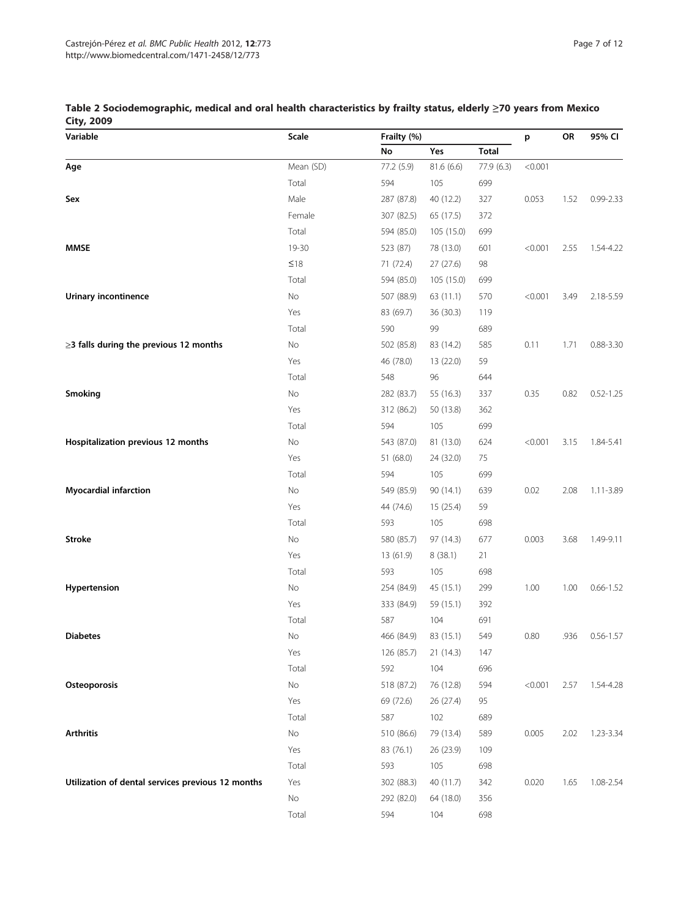**Table 2 Sociodemographic, medical and oral health characteristics by frailty status, elderly ≥70 years from Mexico City, 2009**

| Variable | Scale | Frailty (%) | | | p | OR | 95% CI |
|---|---|---|---|---|---|---|---|
| | | No | Yes | Total | | | |
| **Age** | Mean (SD) | 77.2 (5.9) | 81.6 (6.6) | 77.9 (6.3) | <0.001 | | |
| | Total | 594 | 105 | 699 | | | |
| **Sex** | Male | 287 (87.8) | 40 (12.2) | 327 | 0.053 | 1.52 | 0.99-2.33 |
| | Female | 307 (82.5) | 65 (17.5) | 372 | | | |
| | Total | 594 (85.0) | 105 (15.0) | 699 | | | |
| **MMSE** | 19-30 | 523 (87) | 78 (13.0) | 601 | <0.001 | 2.55 | 1.54-4.22 |
| | ≤18 | 71 (72.4) | 27 (27.6) | 98 | | | |
| | Total | 594 (85.0) | 105 (15.0) | 699 | | | |
| **Urinary incontinence** | No | 507 (88.9) | 63 (11.1) | 570 | <0.001 | 3.49 | 2.18-5.59 |
| | Yes | 83 (69.7) | 36 (30.3) | 119 | | | |
| | Total | 590 | 99 | 689 | | | |
| **≥3 falls during the previous 12 months** | No | 502 (85.8) | 83 (14.2) | 585 | 0.11 | 1.71 | 0.88-3.30 |
| | Yes | 46 (78.0) | 13 (22.0) | 59 | | | |
| | Total | 548 | 96 | 644 | | | |
| **Smoking** | No | 282 (83.7) | 55 (16.3) | 337 | 0.35 | 0.82 | 0.52-1.25 |
| | Yes | 312 (86.2) | 50 (13.8) | 362 | | | |
| | Total | 594 | 105 | 699 | | | |
| **Hospitalization previous 12 months** | No | 543 (87.0) | 81 (13.0) | 624 | <0.001 | 3.15 | 1.84-5.41 |
| | Yes | 51 (68.0) | 24 (32.0) | 75 | | | |
| | Total | 594 | 105 | 699 | | | |
| **Myocardial infarction** | No | 549 (85.9) | 90 (14.1) | 639 | 0.02 | 2.08 | 1.11-3.89 |
| | Yes | 44 (74.6) | 15 (25.4) | 59 | | | |
| | Total | 593 | 105 | 698 | | | |
| **Stroke** | No | 580 (85.7) | 97 (14.3) | 677 | 0.003 | 3.68 | 1.49-9.11 |
| | Yes | 13 (61.9) | 8 (38.1) | 21 | | | |
| | Total | 593 | 105 | 698 | | | |
| **Hypertension** | No | 254 (84.9) | 45 (15.1) | 299 | 1.00 | 1.00 | 0.66-1.52 |
| | Yes | 333 (84.9) | 59 (15.1) | 392 | | | |
| | Total | 587 | 104 | 691 | | | |
| **Diabetes** | No | 466 (84.9) | 83 (15.1) | 549 | 0.80 | .936 | 0.56-1.57 |
| | Yes | 126 (85.7) | 21 (14.3) | 147 | | | |
| | Total | 592 | 104 | 696 | | | |
| **Osteoporosis** | No | 518 (87.2) | 76 (12.8) | 594 | <0.001 | 2.57 | 1.54-4.28 |
| | Yes | 69 (72.6) | 26 (27.4) | 95 | | | |
| | Total | 587 | 102 | 689 | | | |
| **Arthritis** | No | 510 (86.6) | 79 (13.4) | 589 | 0.005 | 2.02 | 1.23-3.34 |
| | Yes | 83 (76.1) | 26 (23.9) | 109 | | | |
| | Total | 593 | 105 | 698 | | | |
| **Utilization of dental services previous 12 months** | Yes | 302 (88.3) | 40 (11.7) | 342 | 0.020 | 1.65 | 1.08-2.54 |
| | No | 292 (82.0) | 64 (18.0) | 356 | | | |
| | Total | 594 | 104 | 698 | | | |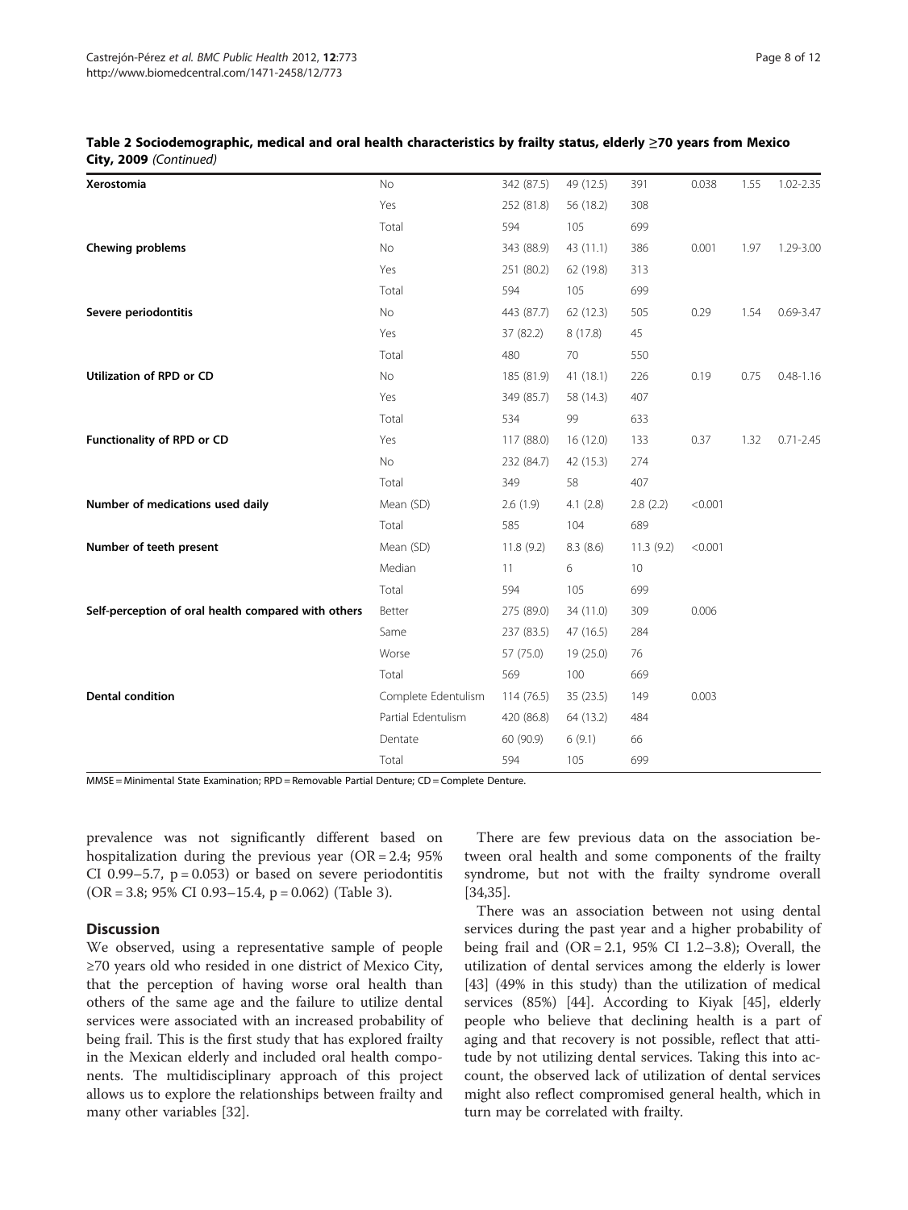**Table 2 Sociodemographic, medical and oral health characteristics by frailty status, elderly ≥70 years from Mexico City, 2009** *(Continued)*

| | | | | | | | |
|---|---|---|---|---|---|---|---|
| **Xerostomia** | No | 342 (87.5) | 49 (12.5) | 391 | 0.038 | 1.55 | 1.02-2.35 |
| | Yes | 252 (81.8) | 56 (18.2) | 308 | | | |
| | Total | 594 | 105 | 699 | | | |
| **Chewing problems** | No | 343 (88.9) | 43 (11.1) | 386 | 0.001 | 1.97 | 1.29-3.00 |
| | Yes | 251 (80.2) | 62 (19.8) | 313 | | | |
| | Total | 594 | 105 | 699 | | | |
| **Severe periodontitis** | No | 443 (87.7) | 62 (12.3) | 505 | 0.29 | 1.54 | 0.69-3.47 |
| | Yes | 37 (82.2) | 8 (17.8) | 45 | | | |
| | Total | 480 | 70 | 550 | | | |
| **Utilization of RPD or CD** | No | 185 (81.9) | 41 (18.1) | 226 | 0.19 | 0.75 | 0.48-1.16 |
| | Yes | 349 (85.7) | 58 (14.3) | 407 | | | |
| | Total | 534 | 99 | 633 | | | |
| **Functionality of RPD or CD** | Yes | 117 (88.0) | 16 (12.0) | 133 | 0.37 | 1.32 | 0.71-2.45 |
| | No | 232 (84.7) | 42 (15.3) | 274 | | | |
| | Total | 349 | 58 | 407 | | | |
| **Number of medications used daily** | Mean (SD) | 2.6 (1.9) | 4.1 (2.8) | 2.8 (2.2) | <0.001 | | |
| | Total | 585 | 104 | 689 | | | |
| **Number of teeth present** | Mean (SD) | 11.8 (9.2) | 8.3 (8.6) | 11.3 (9.2) | <0.001 | | |
| | Median | 11 | 6 | 10 | | | |
| | Total | 594 | 105 | 699 | | | |
| **Self-perception of oral health compared with others** | Better | 275 (89.0) | 34 (11.0) | 309 | 0.006 | | |
| | Same | 237 (83.5) | 47 (16.5) | 284 | | | |
| | Worse | 57 (75.0) | 19 (25.0) | 76 | | | |
| | Total | 569 | 100 | 669 | | | |
| **Dental condition** | Complete Edentulism | 114 (76.5) | 35 (23.5) | 149 | 0.003 | | |
| | Partial Edentulism | 420 (86.8) | 64 (13.2) | 484 | | | |
| | Dentate | 60 (90.9) | 6 (9.1) | 66 | | | |
| | Total | 594 | 105 | 699 | | | |

MMSE = Minimental State Examination; RPD = Removable Partial Denture; CD = Complete Denture.

prevalence was not significantly different based on hospitalization during the previous year (OR = 2.4; 95% CI 0.99–5.7, p = 0.053) or based on severe periodontitis (OR = 3.8; 95% CI 0.93–15.4, p = 0.062) (Table 3).

## Discussion

We observed, using a representative sample of people ≥70 years old who resided in one district of Mexico City, that the perception of having worse oral health than others of the same age and the failure to utilize dental services were associated with an increased probability of being frail. This is the first study that has explored frailty in the Mexican elderly and included oral health components. The multidisciplinary approach of this project allows us to explore the relationships between frailty and many other variables [32].

There are few previous data on the association between oral health and some components of the frailty syndrome, but not with the frailty syndrome overall [34,35].

There was an association between not using dental services during the past year and a higher probability of being frail and (OR = 2.1, 95% CI 1.2–3.8); Overall, the utilization of dental services among the elderly is lower [43] (49% in this study) than the utilization of medical services (85%) [44]. According to Kiyak [45], elderly people who believe that declining health is a part of aging and that recovery is not possible, reflect that attitude by not utilizing dental services. Taking this into account, the observed lack of utilization of dental services might also reflect compromised general health, which in turn may be correlated with frailty.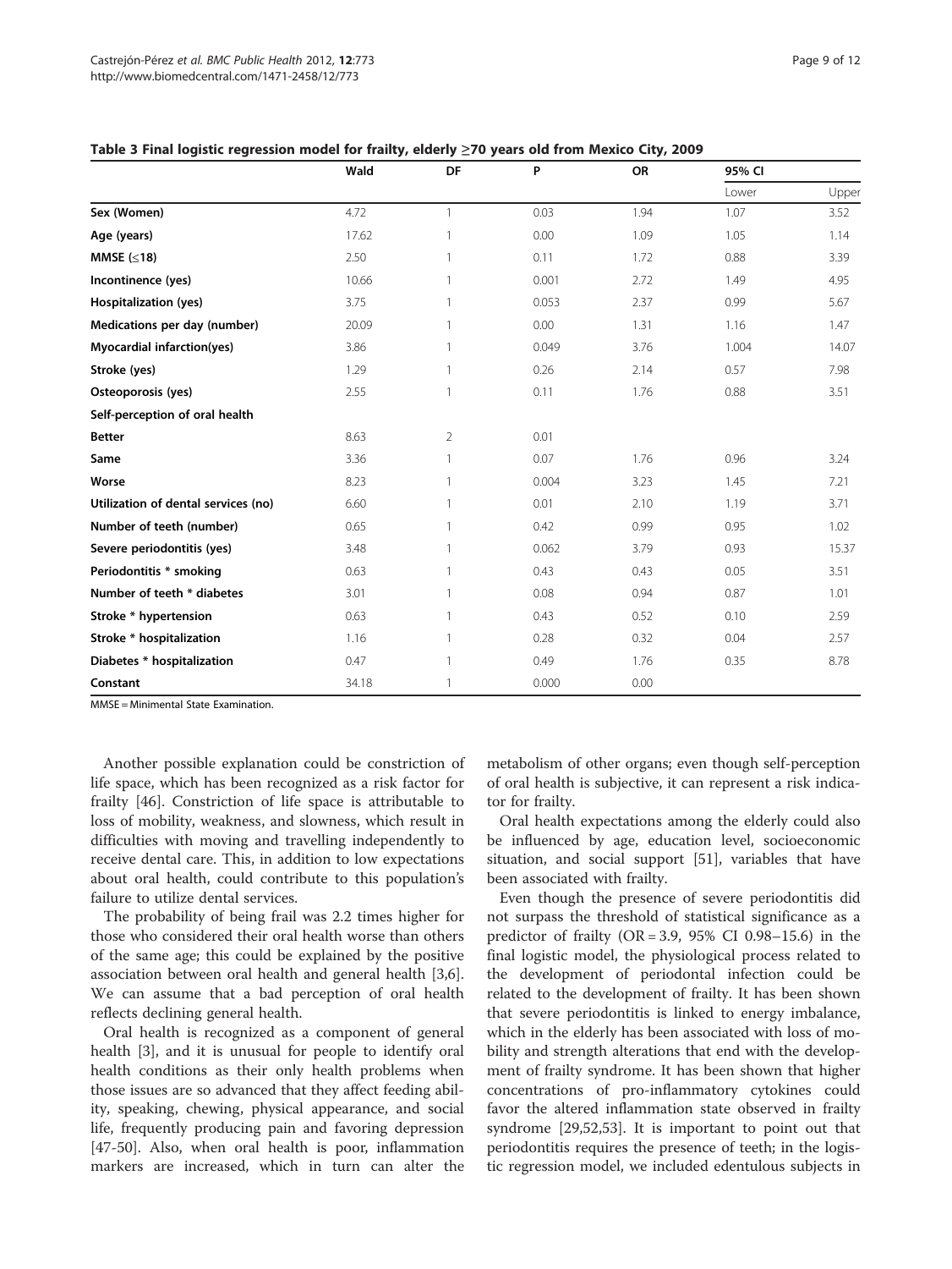**Table 3 Final logistic regression model for frailty, elderly ≥70 years old from Mexico City, 2009**

| | Wald | DF | P | OR | 95% CI | |
|---|---|---|---|---|---|---|
| | | | | | Lower | Upper |
| **Sex (Women)** | 4.72 | 1 | 0.03 | 1.94 | 1.07 | 3.52 |
| **Age (years)** | 17.62 | 1 | 0.00 | 1.09 | 1.05 | 1.14 |
| **MMSE (≤18)** | 2.50 | 1 | 0.11 | 1.72 | 0.88 | 3.39 |
| **Incontinence (yes)** | 10.66 | 1 | 0.001 | 2.72 | 1.49 | 4.95 |
| **Hospitalization (yes)** | 3.75 | 1 | 0.053 | 2.37 | 0.99 | 5.67 |
| **Medications per day (number)** | 20.09 | 1 | 0.00 | 1.31 | 1.16 | 1.47 |
| **Myocardial infarction(yes)** | 3.86 | 1 | 0.049 | 3.76 | 1.004 | 14.07 |
| **Stroke (yes)** | 1.29 | 1 | 0.26 | 2.14 | 0.57 | 7.98 |
| **Osteoporosis (yes)** | 2.55 | 1 | 0.11 | 1.76 | 0.88 | 3.51 |
| **Self-perception of oral health** | | | | | | |
| **Better** | 8.63 | 2 | 0.01 | | | |
| **Same** | 3.36 | 1 | 0.07 | 1.76 | 0.96 | 3.24 |
| **Worse** | 8.23 | 1 | 0.004 | 3.23 | 1.45 | 7.21 |
| **Utilization of dental services (no)** | 6.60 | 1 | 0.01 | 2.10 | 1.19 | 3.71 |
| **Number of teeth (number)** | 0.65 | 1 | 0.42 | 0.99 | 0.95 | 1.02 |
| **Severe periodontitis (yes)** | 3.48 | 1 | 0.062 | 3.79 | 0.93 | 15.37 |
| **Periodontitis * smoking** | 0.63 | 1 | 0.43 | 0.43 | 0.05 | 3.51 |
| **Number of teeth * diabetes** | 3.01 | 1 | 0.08 | 0.94 | 0.87 | 1.01 |
| **Stroke * hypertension** | 0.63 | 1 | 0.43 | 0.52 | 0.10 | 2.59 |
| **Stroke * hospitalization** | 1.16 | 1 | 0.28 | 0.32 | 0.04 | 2.57 |
| **Diabetes * hospitalization** | 0.47 | 1 | 0.49 | 1.76 | 0.35 | 8.78 |
| **Constant** | 34.18 | 1 | 0.000 | 0.00 | | |

MMSE = Minimental State Examination.

Another possible explanation could be constriction of life space, which has been recognized as a risk factor for frailty [46]. Constriction of life space is attributable to loss of mobility, weakness, and slowness, which result in difficulties with moving and travelling independently to receive dental care. This, in addition to low expectations about oral health, could contribute to this population's failure to utilize dental services.

The probability of being frail was 2.2 times higher for those who considered their oral health worse than others of the same age; this could be explained by the positive association between oral health and general health [3,6]. We can assume that a bad perception of oral health reflects declining general health.

Oral health is recognized as a component of general health [3], and it is unusual for people to identify oral health conditions as their only health problems when those issues are so advanced that they affect feeding ability, speaking, chewing, physical appearance, and social life, frequently producing pain and favoring depression [47-50]. Also, when oral health is poor, inflammation markers are increased, which in turn can alter the metabolism of other organs; even though self-perception of oral health is subjective, it can represent a risk indicator for frailty.

Oral health expectations among the elderly could also be influenced by age, education level, socioeconomic situation, and social support [51], variables that have been associated with frailty.

Even though the presence of severe periodontitis did not surpass the threshold of statistical significance as a predictor of frailty (OR = 3.9, 95% CI 0.98–15.6) in the final logistic model, the physiological process related to the development of periodontal infection could be related to the development of frailty. It has been shown that severe periodontitis is linked to energy imbalance, which in the elderly has been associated with loss of mobility and strength alterations that end with the development of frailty syndrome. It has been shown that higher concentrations of pro-inflammatory cytokines could favor the altered inflammation state observed in frailty syndrome [29,52,53]. It is important to point out that periodontitis requires the presence of teeth; in the logistic regression model, we included edentulous subjects in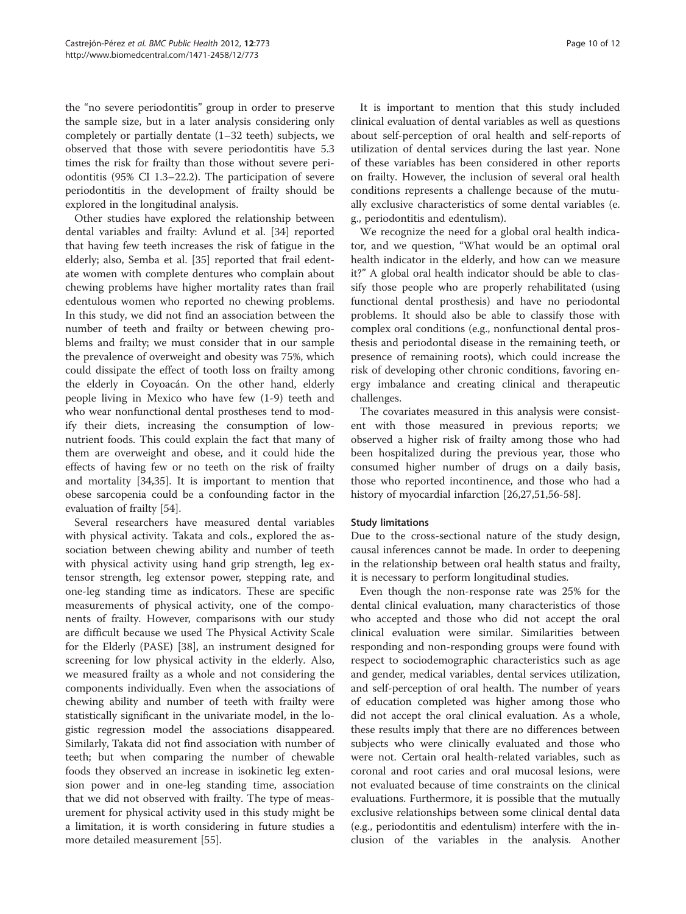the "no severe periodontitis" group in order to preserve the sample size, but in a later analysis considering only completely or partially dentate (1–32 teeth) subjects, we observed that those with severe periodontitis have 5.3 times the risk for frailty than those without severe periodontitis (95% CI 1.3–22.2). The participation of severe periodontitis in the development of frailty should be explored in the longitudinal analysis.

Other studies have explored the relationship between dental variables and frailty: Avlund et al. [34] reported that having few teeth increases the risk of fatigue in the elderly; also, Semba et al. [35] reported that frail edentate women with complete dentures who complain about chewing problems have higher mortality rates than frail edentulous women who reported no chewing problems. In this study, we did not find an association between the number of teeth and frailty or between chewing problems and frailty; we must consider that in our sample the prevalence of overweight and obesity was 75%, which could dissipate the effect of tooth loss on frailty among the elderly in Coyoacán. On the other hand, elderly people living in Mexico who have few (1-9) teeth and who wear nonfunctional dental prostheses tend to modify their diets, increasing the consumption of low-nutrient foods. This could explain the fact that many of them are overweight and obese, and it could hide the effects of having few or no teeth on the risk of frailty and mortality [34,35]. It is important to mention that obese sarcopenia could be a confounding factor in the evaluation of frailty [54].

Several researchers have measured dental variables with physical activity. Takata and cols., explored the association between chewing ability and number of teeth with physical activity using hand grip strength, leg extensor strength, leg extensor power, stepping rate, and one-leg standing time as indicators. These are specific measurements of physical activity, one of the components of frailty. However, comparisons with our study are difficult because we used The Physical Activity Scale for the Elderly (PASE) [38], an instrument designed for screening for low physical activity in the elderly. Also, we measured frailty as a whole and not considering the components individually. Even when the associations of chewing ability and number of teeth with frailty were statistically significant in the univariate model, in the logistic regression model the associations disappeared. Similarly, Takata did not find association with number of teeth; but when comparing the number of chewable foods they observed an increase in isokinetic leg extension power and in one-leg standing time, association that we did not observed with frailty. The type of measurement for physical activity used in this study might be a limitation, it is worth considering in future studies a more detailed measurement [55].

It is important to mention that this study included clinical evaluation of dental variables as well as questions about self-perception of oral health and self-reports of utilization of dental services during the last year. None of these variables has been considered in other reports on frailty. However, the inclusion of several oral health conditions represents a challenge because of the mutually exclusive characteristics of some dental variables (e.g., periodontitis and edentulism).

We recognize the need for a global oral health indicator, and we question, "What would be an optimal oral health indicator in the elderly, and how can we measure it?" A global oral health indicator should be able to classify those people who are properly rehabilitated (using functional dental prosthesis) and have no periodontal problems. It should also be able to classify those with complex oral conditions (e.g., nonfunctional dental prosthesis and periodontal disease in the remaining teeth, or presence of remaining roots), which could increase the risk of developing other chronic conditions, favoring energy imbalance and creating clinical and therapeutic challenges.

The covariates measured in this analysis were consistent with those measured in previous reports; we observed a higher risk of frailty among those who had been hospitalized during the previous year, those who consumed higher number of drugs on a daily basis, those who reported incontinence, and those who had a history of myocardial infarction [26,27,51,56-58].

### Study limitations

Due to the cross-sectional nature of the study design, causal inferences cannot be made. In order to deepening in the relationship between oral health status and frailty, it is necessary to perform longitudinal studies.

Even though the non-response rate was 25% for the dental clinical evaluation, many characteristics of those who accepted and those who did not accept the oral clinical evaluation were similar. Similarities between responding and non-responding groups were found with respect to sociodemographic characteristics such as age and gender, medical variables, dental services utilization, and self-perception of oral health. The number of years of education completed was higher among those who did not accept the oral clinical evaluation. As a whole, these results imply that there are no differences between subjects who were clinically evaluated and those who were not. Certain oral health-related variables, such as coronal and root caries and oral mucosal lesions, were not evaluated because of time constraints on the clinical evaluations. Furthermore, it is possible that the mutually exclusive relationships between some clinical dental data (e.g., periodontitis and edentulism) interfere with the inclusion of the variables in the analysis. Another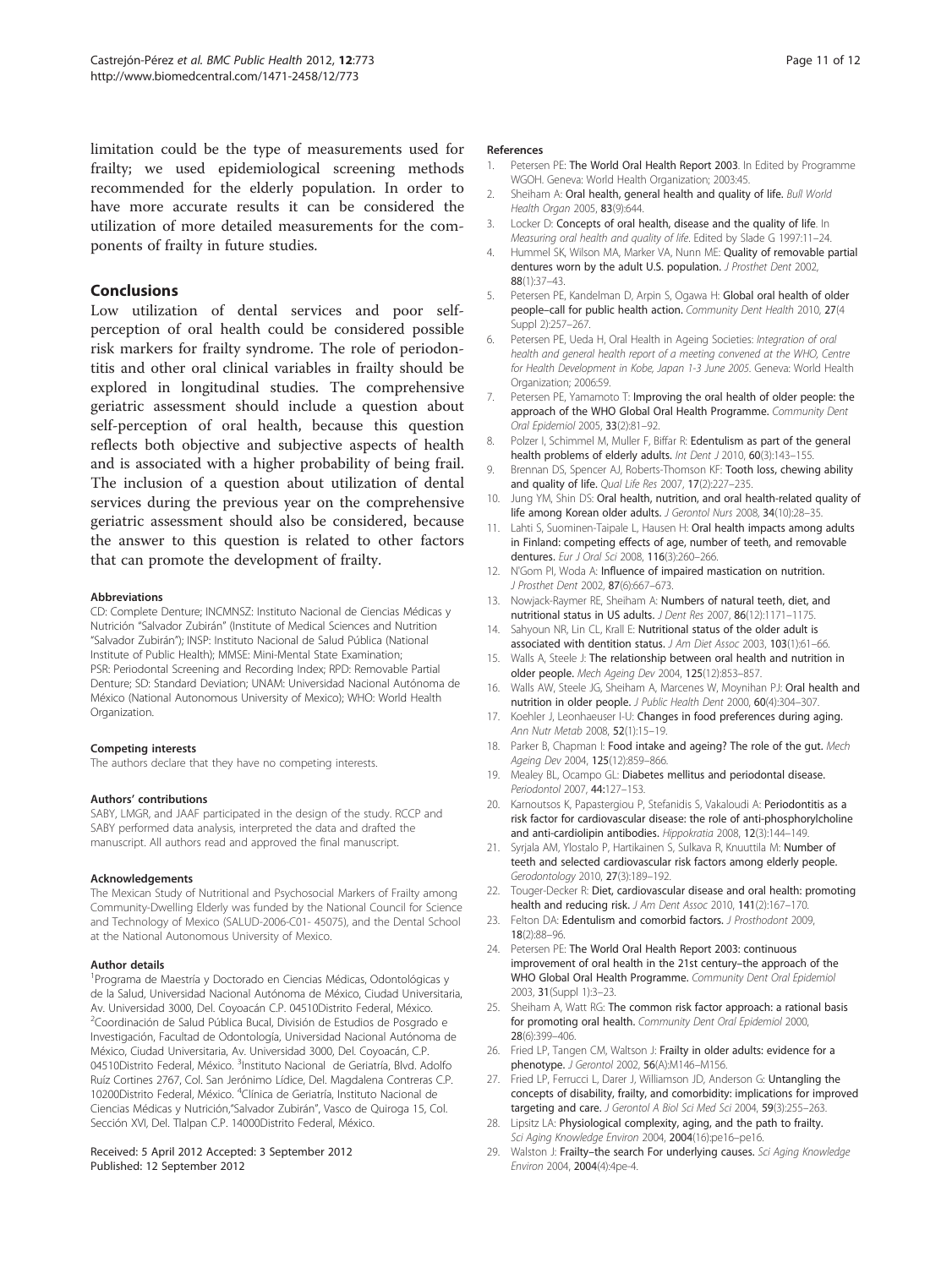limitation could be the type of measurements used for frailty; we used epidemiological screening methods recommended for the elderly population. In order to have more accurate results it can be considered the utilization of more detailed measurements for the components of frailty in future studies.

## Conclusions

Low utilization of dental services and poor self-perception of oral health could be considered possible risk markers for frailty syndrome. The role of periodontitis and other oral clinical variables in frailty should be explored in longitudinal studies. The comprehensive geriatric assessment should include a question about self-perception of oral health, because this question reflects both objective and subjective aspects of health and is associated with a higher probability of being frail. The inclusion of a question about utilization of dental services during the previous year on the comprehensive geriatric assessment should also be considered, because the answer to this question is related to other factors that can promote the development of frailty.

#### Abbreviations

CD: Complete Denture; INCMNSZ: Instituto Nacional de Ciencias Médicas y Nutrición "Salvador Zubirán" (Institute of Medical Sciences and Nutrition "Salvador Zubirán"); INSP: Instituto Nacional de Salud Pública (National Institute of Public Health); MMSE: Mini-Mental State Examination; PSR: Periodontal Screening and Recording Index; RPD: Removable Partial Denture; SD: Standard Deviation; UNAM: Universidad Nacional Autónoma de México (National Autonomous University of Mexico); WHO: World Health Organization.

#### Competing interests

The authors declare that they have no competing interests.

#### Authors' contributions

SABY, LMGR, and JAAF participated in the design of the study. RCCP and SABY performed data analysis, interpreted the data and drafted the manuscript. All authors read and approved the final manuscript.

#### Acknowledgements

The Mexican Study of Nutritional and Psychosocial Markers of Frailty among Community-Dwelling Elderly was funded by the National Council for Science and Technology of Mexico (SALUD-2006-C01- 45075), and the Dental School at the National Autonomous University of Mexico.

#### Author details

[1]Programa de Maestría y Doctorado en Ciencias Médicas, Odontológicas y de la Salud, Universidad Nacional Autónoma de México, Ciudad Universitaria, Av. Universidad 3000, Del. Coyoacán C.P. 04510Distrito Federal, México. [2]Coordinación de Salud Pública Bucal, División de Estudios de Posgrado e Investigación, Facultad de Odontología, Universidad Nacional Autónoma de México, Ciudad Universitaria, Av. Universidad 3000, Del. Coyoacán, C.P. 04510Distrito Federal, México. [3]Instituto Nacional de Geriatría, Blvd. Adolfo Ruíz Cortines 2767, Col. San Jerónimo Lídice, Del. Magdalena Contreras C.P. 10200Distrito Federal, México. [4]Clínica de Geriatría, Instituto Nacional de Ciencias Médicas y Nutrición,"Salvador Zubirán", Vasco de Quiroga 15, Col. Sección XVI, Del. Tlalpan C.P. 14000Distrito Federal, México.

Received: 5 April 2012 Accepted: 3 September 2012
Published: 12 September 2012

#### References

1. Petersen PE: **The World Oral Health Report 2003**. In Edited by Programme WGOH. Geneva: World Health Organization; 2003:45.
2. Sheiham A: **Oral health, general health and quality of life.** *Bull World Health Organ* 2005, **83**(9):644.
3. Locker D: **Concepts of oral health, disease and the quality of life**. In *Measuring oral health and quality of life*. Edited by Slade G 1997:11–24.
4. Hummel SK, Wilson MA, Marker VA, Nunn ME: **Quality of removable partial dentures worn by the adult U.S. population.** *J Prosthet Dent* 2002, **88**(1):37–43.
5. Petersen PE, Kandelman D, Arpin S, Ogawa H: **Global oral health of older people–call for public health action.** *Community Dent Health* 2010, **27**(4 Suppl 2):257–267.
6. Petersen PE, Ueda H, Oral Health in Ageing Societies: *Integration of oral health and general health report of a meeting convened at the WHO, Centre for Health Development in Kobe, Japan 1-3 June 2005*. Geneva: World Health Organization; 2006:59.
7. Petersen PE, Yamamoto T: **Improving the oral health of older people: the approach of the WHO Global Oral Health Programme.** *Community Dent Oral Epidemiol* 2005, **33**(2):81–92.
8. Polzer I, Schimmel M, Muller F, Biffar R: **Edentulism as part of the general health problems of elderly adults.** *Int Dent J* 2010, **60**(3):143–155.
9. Brennan DS, Spencer AJ, Roberts-Thomson KF: **Tooth loss, chewing ability and quality of life.** *Qual Life Res* 2007, **17**(2):227–235.
10. Jung YM, Shin DS: **Oral health, nutrition, and oral health-related quality of life among Korean older adults.** *J Gerontol Nurs* 2008, **34**(10):28–35.
11. Lahti S, Suominen-Taipale L, Hausen H: **Oral health impacts among adults in Finland: competing effects of age, number of teeth, and removable dentures.** *Eur J Oral Sci* 2008, **116**(3):260–266.
12. N'Gom PI, Woda A: **Influence of impaired mastication on nutrition.** *J Prosthet Dent* 2002, **87**(6):667–673.
13. Nowjack-Raymer RE, Sheiham A: **Numbers of natural teeth, diet, and nutritional status in US adults.** *J Dent Res* 2007, **86**(12):1171–1175.
14. Sahyoun NR, Lin CL, Krall E: **Nutritional status of the older adult is associated with dentition status.** *J Am Diet Assoc* 2003, **103**(1):61–66.
15. Walls A, Steele J: **The relationship between oral health and nutrition in older people.** *Mech Ageing Dev* 2004, **125**(12):853–857.
16. Walls AW, Steele JG, Sheiham A, Marcenes W, Moynihan PJ: **Oral health and nutrition in older people.** *J Public Health Dent* 2000, **60**(4):304–307.
17. Koehler J, Leonhaeuser I-U: **Changes in food preferences during aging.** *Ann Nutr Metab* 2008, **52**(1):15–19.
18. Parker B, Chapman I: **Food intake and ageing? The role of the gut.** *Mech Ageing Dev* 2004, **125**(12):859–866.
19. Mealey BL, Ocampo GL: **Diabetes mellitus and periodontal disease.** *Periodontol* 2007, **44**:127–153.
20. Karnoutsos K, Papastergiou P, Stefanidis S, Vakaloudi A: **Periodontitis as a risk factor for cardiovascular disease: the role of anti-phosphorylcholine and anti-cardiolipin antibodies.** *Hippokratia* 2008, **12**(3):144–149.
21. Syrjala AM, Ylostalo P, Hartikainen S, Sulkava R, Knuuttila M: **Number of teeth and selected cardiovascular risk factors among elderly people.** *Gerodontology* 2010, **27**(3):189–192.
22. Touger-Decker R: **Diet, cardiovascular disease and oral health: promoting health and reducing risk.** *J Am Dent Assoc* 2010, **141**(2):167–170.
23. Felton DA: **Edentulism and comorbid factors.** *J Prosthodont* 2009, **18**(2):88–96.
24. Petersen PE: **The World Oral Health Report 2003: continuous improvement of oral health in the 21st century–the approach of the WHO Global Oral Health Programme.** *Community Dent Oral Epidemiol* 2003, **31**(Suppl 1):3–23.
25. Sheiham A, Watt RG: **The common risk factor approach: a rational basis for promoting oral health.** *Community Dent Oral Epidemiol* 2000, **28**(6):399–406.
26. Fried LP, Tangen CM, Waltson J: **Frailty in older adults: evidence for a phenotype.** *J Gerontol* 2002, **56**(A):M146–M156.
27. Fried LP, Ferrucci L, Darer J, Williamson JD, Anderson G: **Untangling the concepts of disability, frailty, and comorbidity: implications for improved targeting and care.** *J Gerontol A Biol Sci Med Sci* 2004, **59**(3):255–263.
28. Lipsitz LA: **Physiological complexity, aging, and the path to frailty.** *Sci Aging Knowledge Environ* 2004, **2004**(16):pe16–pe16.
29. Walston J: **Frailty–the search For underlying causes.** *Sci Aging Knowledge Environ* 2004, **2004**(4):4pe-4.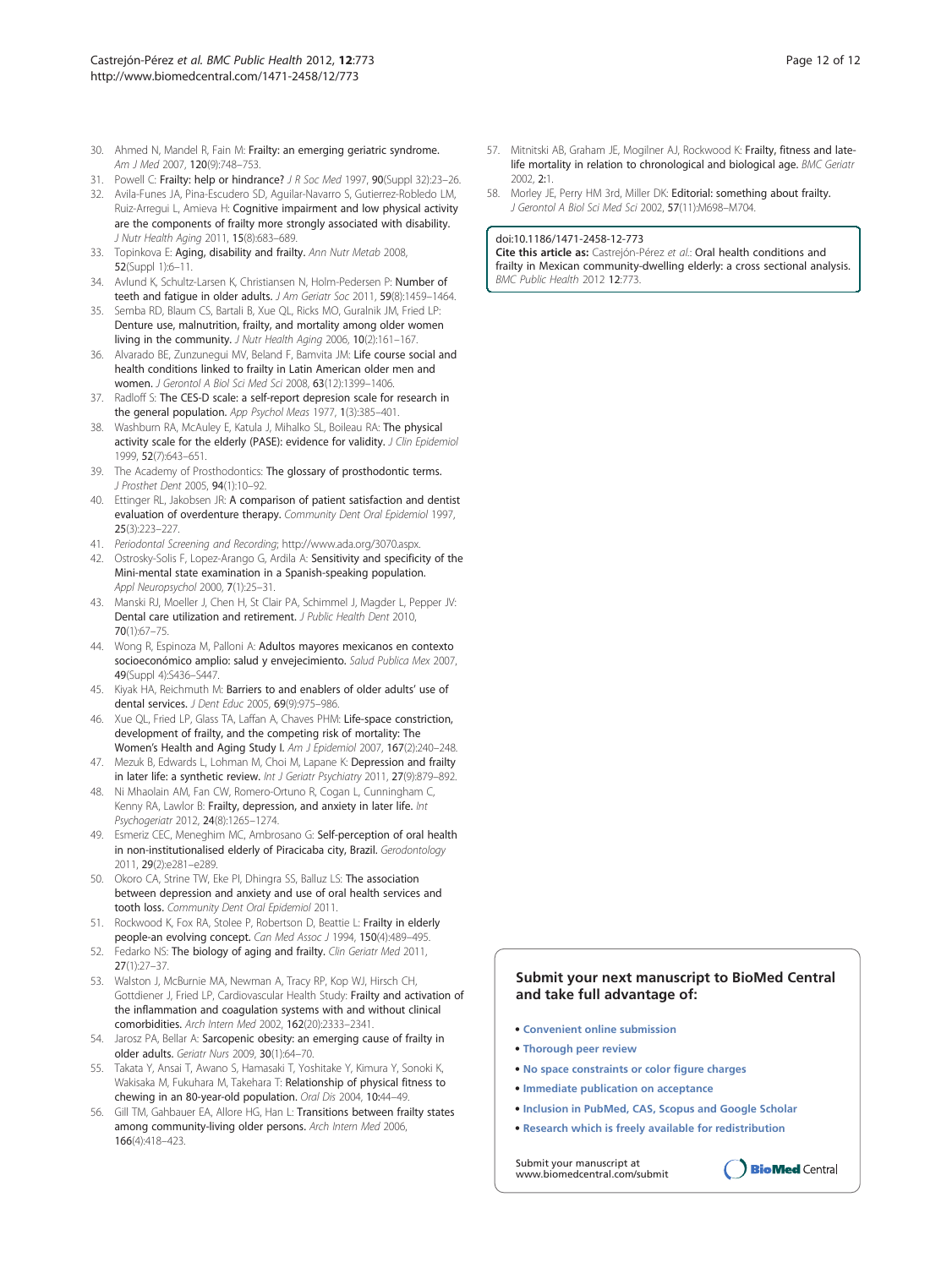30. Ahmed N, Mandel R, Fain M: **Frailty: an emerging geriatric syndrome.** *Am J Med* 2007, **120**(9):748–753.
31. Powell C: **Frailty: help or hindrance?** *J R Soc Med* 1997, **90**(Suppl 32):23–26.
32. Avila-Funes JA, Pina-Escudero SD, Aguilar-Navarro S, Gutierrez-Robledo LM, Ruiz-Arregui L, Amieva H: **Cognitive impairment and low physical activity are the components of frailty more strongly associated with disability.** *J Nutr Health Aging* 2011, **15**(8):683–689.
33. Topinkova E: **Aging, disability and frailty.** *Ann Nutr Metab* 2008, **52**(Suppl 1):6–11.
34. Avlund K, Schultz-Larsen K, Christiansen N, Holm-Pedersen P: **Number of teeth and fatigue in older adults.** *J Am Geriatr Soc* 2011, **59**(8):1459–1464.
35. Semba RD, Blaum CS, Bartali B, Xue QL, Ricks MO, Guralnik JM, Fried LP: **Denture use, malnutrition, frailty, and mortality among older women living in the community.** *J Nutr Health Aging* 2006, **10**(2):161–167.
36. Alvarado BE, Zunzunegui MV, Beland F, Bamvita JM: **Life course social and health conditions linked to frailty in Latin American older men and women.** *J Gerontol A Biol Sci Med Sci* 2008, **63**(12):1399–1406.
37. Radloff S: **The CES-D scale: a self-report depression scale for research in the general population.** *App Psychol Meas* 1977, **1**(3):385–401.
38. Washburn RA, McAuley E, Katula J, Mihalko SL, Boileau RA: **The physical activity scale for the elderly (PASE): evidence for validity.** *J Clin Epidemiol* 1999, **52**(7):643–651.
39. The Academy of Prosthodontics: **The glossary of prosthodontic terms.** *J Prosthet Dent* 2005, **94**(1):10–92.
40. Ettinger RL, Jakobsen JR: **A comparison of patient satisfaction and dentist evaluation of overdenture therapy.** *Community Dent Oral Epidemiol* 1997, **25**(3):223–227.
41. *Periodontal Screening and Recording*; http://www.ada.org/3070.aspx.
42. Ostrosky-Solis F, Lopez-Arango G, Ardila A: **Sensitivity and specificity of the Mini-mental state examination in a Spanish-speaking population.** *Appl Neuropsychol* 2000, **7**(1):25–31.
43. Manski RJ, Moeller J, Chen H, St Clair PA, Schimmel J, Magder L, Pepper JV: **Dental care utilization and retirement.** *J Public Health Dent* 2010, **70**(1):67–75.
44. Wong R, Espinoza M, Palloni A: **Adultos mayores mexicanos en contexto socioeconómico amplio: salud y envejecimiento.** *Salud Publica Mex* 2007, **49**(Suppl 4):S436–S447.
45. Kiyak HA, Reichmuth M: **Barriers to and enablers of older adults' use of dental services.** *J Dent Educ* 2005, **69**(9):975–986.
46. Xue QL, Fried LP, Glass TA, Laffan A, Chaves PHM: **Life-space constriction, development of frailty, and the competing risk of mortality: The Women's Health and Aging Study I.** *Am J Epidemiol* 2007, **167**(2):240–248.
47. Mezuk B, Edwards L, Lohman M, Choi M, Lapane K: **Depression and frailty in later life: a synthetic review.** *Int J Geriatr Psychiatry* 2011, **27**(9):879–892.
48. Ni Mhaolain AM, Fan CW, Romero-Ortuno R, Cogan L, Cunningham C, Kenny RA, Lawlor B: **Frailty, depression, and anxiety in later life.** *Int Psychogeriatr* 2012, **24**(8):1265–1274.
49. Esmeriz CEC, Meneghim MC, Ambrosano G: **Self-perception of oral health in non-institutionalised elderly of Piracicaba city, Brazil.** *Gerodontology* 2011, **29**(2):e281–e289.
50. Okoro CA, Strine TW, Eke PI, Dhingra SS, Balluz LS: **The association between depression and anxiety and use of oral health services and tooth loss.** *Community Dent Oral Epidemiol* 2011.
51. Rockwood K, Fox RA, Stolee P, Robertson D, Beattie L: **Frailty in elderly people-an evolving concept.** *Can Med Assoc J* 1994, **150**(4):489–495.
52. Fedarko NS: **The biology of aging and frailty.** *Clin Geriatr Med* 2011, **27**(1):27–37.
53. Walston J, McBurnie MA, Newman A, Tracy RP, Kop WJ, Hirsch CH, Gottdiener J, Fried LP, Cardiovascular Health Study: **Frailty and activation of the inflammation and coagulation systems with and without clinical comorbidities.** *Arch Intern Med* 2002, **162**(20):2333–2341.
54. Jarosz PA, Bellar A: **Sarcopenic obesity: an emerging cause of frailty in older adults.** *Geriatr Nurs* 2009, **30**(1):64–70.
55. Takata Y, Ansai T, Awano S, Hamasaki T, Yoshitake Y, Kimura Y, Sonoki K, Wakisaka M, Fukuhara M, Takehara T: **Relationship of physical fitness to chewing in an 80-year-old population.** *Oral Dis* 2004, **10**:44–49.
56. Gill TM, Gahbauer EA, Allore HG, Han L: **Transitions between frailty states among community-living older persons.** *Arch Intern Med* 2006, **166**(4):418–423.
57. Mitnitski AB, Graham JE, Mogilner AJ, Rockwood K: **Frailty, fitness and late-life mortality in relation to chronological and biological age.** *BMC Geriatr* 2002, **2**:1.
58. Morley JE, Perry HM 3rd, Miller DK: **Editorial: something about frailty.** *J Gerontol A Biol Sci Med Sci* 2002, **57**(11):M698–M704.

doi:10.1186/1471-2458-12-773
**Cite this article as:** Castrejón-Pérez *et al.*: Oral health conditions and frailty in Mexican community-dwelling elderly: a cross sectional analysis. *BMC Public Health* 2012 **12**:773.

**Submit your next manuscript to BioMed Central and take full advantage of:**

- **Convenient online submission**
- **Thorough peer review**
- **No space constraints or color figure charges**
- **Immediate publication on acceptance**
- **Inclusion in PubMed, CAS, Scopus and Google Scholar**
- **Research which is freely available for redistribution**

Submit your manuscript at
www.biomedcentral.com/submit

BioMed Central